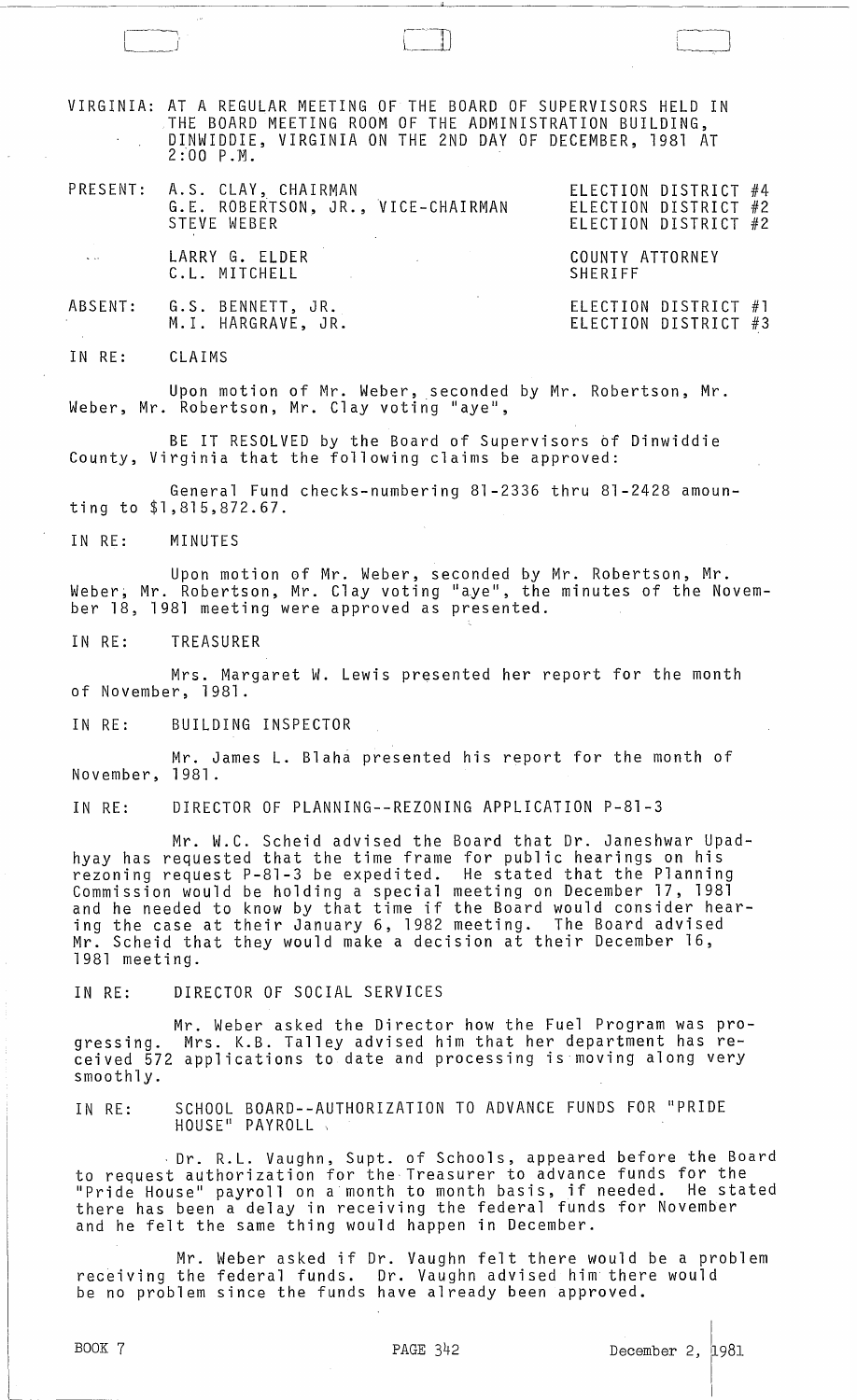VIRGINIA: AT A REGULAR MEETING OF THE BOARD OF SUPERVISORS HELD IN THE BOARD MEETING ROOM OF THE ADMINISTRATION BUILDING, DINWIDDIE, VIRGINIA ON THE 2ND DAY OF DECEMBER, 1981 AT 2:00 P.M.

| | | |
|---|---|---|
| PRESENT: | A.S. CLAY, CHAIRMAN | ELECTION DISTRICT #4 |
| | G.E. ROBERTSON, JR., VICE-CHAIRMAN | ELECTION DISTRICT #2 |
| | STEVE WEBER | ELECTION DISTRICT #2 |
| | LARRY G. ELDER | COUNTY ATTORNEY |
| | C.L. MITCHELL | SHERIFF |
| ABSENT: | G.S. BENNETT, JR. | ELECTION DISTRICT #1 |
| | M.I. HARGRAVE, JR. | ELECTION DISTRICT #3 |

IN RE: CLAIMS

Upon motion of Mr. Weber, seconded by Mr. Robertson, Mr. Weber, Mr. Robertson, Mr. Clay voting "aye",

BE IT RESOLVED by the Board of Supervisors of Dinwiddie County, Virginia that the following claims be approved:

General Fund checks-numbering 81-2336 thru 81-2428 amounting to $1,815,872.67.

IN RE: MINUTES

Upon motion of Mr. Weber, seconded by Mr. Robertson, Mr. Weber, Mr. Robertson, Mr. Clay voting "aye", the minutes of the November 18, 1981 meeting were approved as presented.

IN RE: TREASURER

Mrs. Margaret W. Lewis presented her report for the month of November, 1981.

IN RE: BUILDING INSPECTOR

Mr. James L. Blaha presented his report for the month of November, 1981.

IN RE: DIRECTOR OF PLANNING--REZONING APPLICATION P-81-3

Mr. W.C. Scheid advised the Board that Dr. Janeshwar Upadhyay has requested that the time frame for public hearings on his rezoning request P-81-3 be expedited. He stated that the Planning Commission would be holding a special meeting on December 17, 1981 and he needed to know by that time if the Board would consider hearing the case at their January 6, 1982 meeting. The Board advised Mr. Scheid that they would make a decision at their December 16, 1981 meeting.

IN RE: DIRECTOR OF SOCIAL SERVICES

Mr. Weber asked the Director how the Fuel Program was progressing. Mrs. K.B. Talley advised him that her department has received 572 applications to date and processing is moving along very smoothly.

IN RE: SCHOOL BOARD--AUTHORIZATION TO ADVANCE FUNDS FOR "PRIDE HOUSE" PAYROLL

Dr. R.L. Vaughn, Supt. of Schools, appeared before the Board to request authorization for the Treasurer to advance funds for the "Pride House" payroll on a month to month basis, if needed. He stated there has been a delay in receiving the federal funds for November and he felt the same thing would happen in December.

Mr. Weber asked if Dr. Vaughn felt there would be a problem receiving the federal funds. Dr. Vaughn advised him there would be no problem since the funds have already been approved.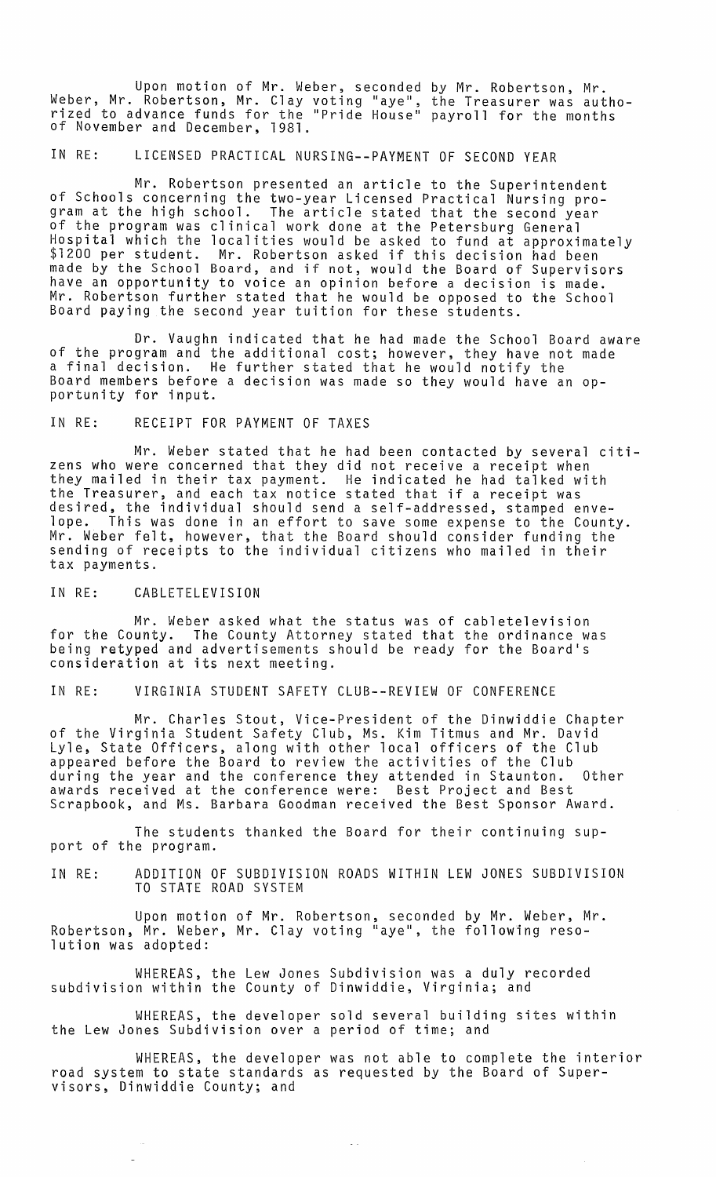Upon motion of Mr. Weber, seconded by Mr. Robertson, Mr. Weber, Mr. Robertson, Mr. Clay voting "aye", the Treasurer was authorized to advance funds for the "Pride House" payroll for the months of November and December, 1981.

IN RE: LICENSED PRACTICAL NURSING--PAYMENT OF SECOND YEAR

Mr. Robertson presented an article to the Superintendent of Schools concerning the two-year Licensed Practical Nursing program at the high school. The article stated that the second year of the program was clinical work done at the Petersburg General Hospital which the localities would be asked to fund at approximately $1200 per student. Mr. Robertson asked if this decision had been made by the School Board, and if not, would the Board of Supervisors have an opportunity to voice an opinion before a decision is made. Mr. Robertson further stated that he would be opposed to the School Board paying the second year tuition for these students.

Dr. Vaughn indicated that he had made the School Board aware of the program and the additional cost; however, they have not made a final decision. He further stated that he would notify the Board members before a decision was made so they would have an opportunity for input.

IN RE: RECEIPT FOR PAYMENT OF TAXES

Mr. Weber stated that he had been contacted by several citizens who were concerned that they did not receive a receipt when they mailed in their tax payment. He indicated he had talked with the Treasurer, and each tax notice stated that if a receipt was desired, the individual should send a self-addressed, stamped envelope. This was done in an effort to save some expense to the County. Mr. Weber felt, however, that the Board should consider funding the sending of receipts to the individual citizens who mailed in their tax payments.

IN RE: CABLETELEVISION

Mr. Weber asked what the status was of cabletelevision for the County. The County Attorney stated that the ordinance was being retyped and advertisements should be ready for the Board's consideration at its next meeting.

IN RE: VIRGINIA STUDENT SAFETY CLUB--REVIEW OF CONFERENCE

Mr. Charles Stout, Vice-President of the Dinwiddie Chapter of the Virginia Student Safety Club, Ms. Kim Titmus and Mr. David Lyle, State Officers, along with other local officers of the Club appeared before the Board to review the activities of the Club during the year and the conference they attended in Staunton. Other awards received at the conference were: Best Project and Best Scrapbook, and Ms. Barbara Goodman received the Best Sponsor Award.

The students thanked the Board for their continuing support of the program.

IN RE: ADDITION OF SUBDIVISION ROADS WITHIN LEW JONES SUBDIVISION TO STATE ROAD SYSTEM

Upon motion of Mr. Robertson, seconded by Mr. Weber, Mr. Robertson, Mr. Weber, Mr. Clay voting "aye", the following resolution was adopted:

WHEREAS, the Lew Jones Subdivision was a duly recorded subdivision within the County of Dinwiddie, Virginia; and

WHEREAS, the developer sold several building sites within the Lew Jones Subdivision over a period of time; and

WHEREAS, the developer was not able to complete the interior road system to state standards as requested by the Board of Supervisors, Dinwiddie County; and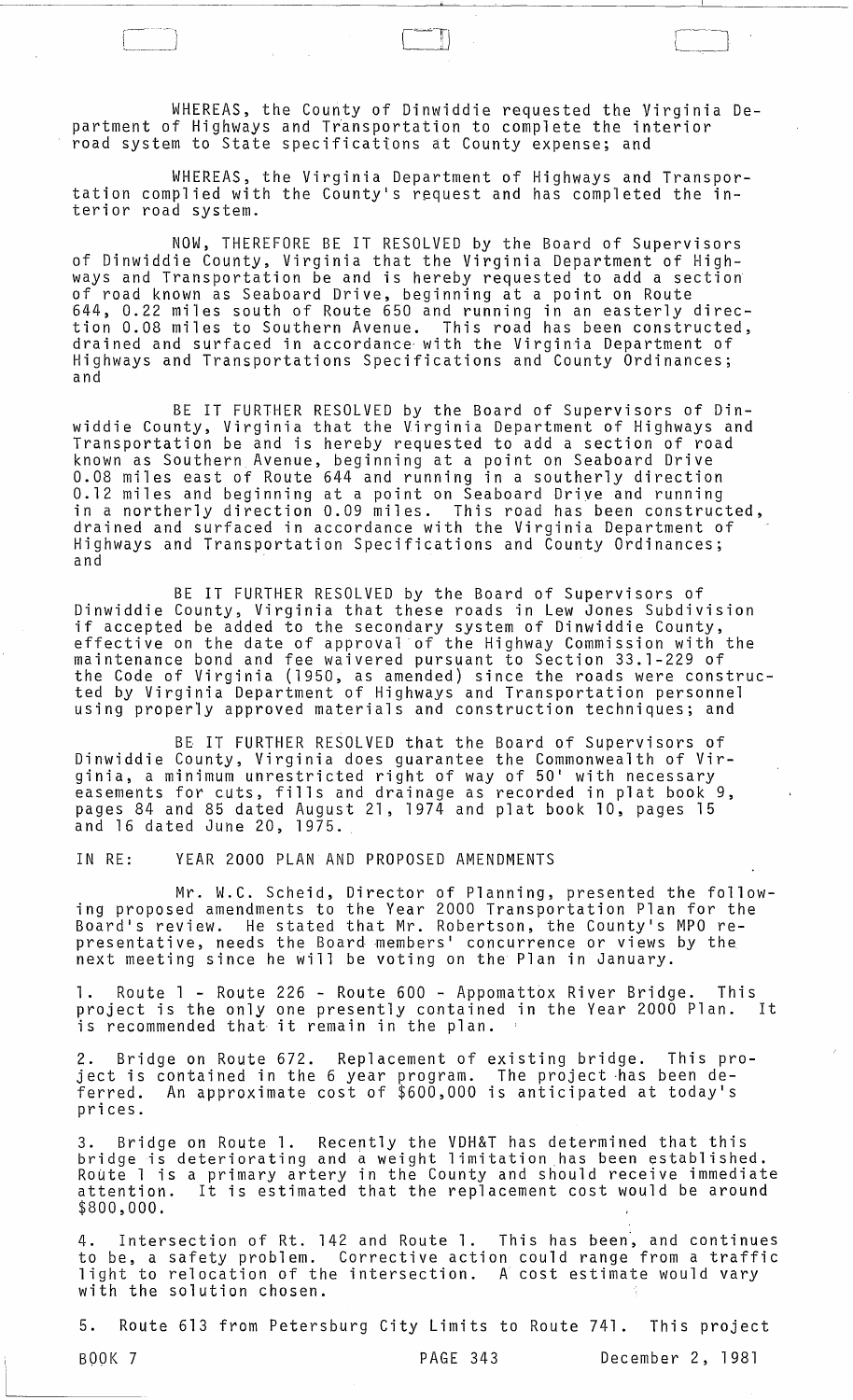WHEREAS, the County of Dinwiddie requested the Virginia Department of Highways and Transportation to complete the interior road system to State specifications at County expense; and

WHEREAS, the Virginia Department of Highways and Transportation complied with the County's request and has completed the interior road system.

NOW, THEREFORE BE IT RESOLVED by the Board of Supervisors of Dinwiddie County, Virginia that the Virginia Department of Highways and Transportation be and is hereby requested to add a section of road known as Seaboard Drive, beginning at a point on Route 644, 0.22 miles south of Route 650 and running in an easterly direction 0.08 miles to Southern Avenue. This road has been constructed, drained and surfaced in accordance with the Virginia Department of Highways and Transportations Specifications and County Ordinances; and

BE IT FURTHER RESOLVED by the Board of Supervisors of Dinwiddie County, Virginia that the Virginia Department of Highways and Transportation be and is hereby requested to add a section of road known as Southern Avenue, beginning at a point on Seaboard Drive 0.08 miles east of Route 644 and running in a southerly direction 0.12 miles and beginning at a point on Seaboard Drive and running in a northerly direction 0.09 miles. This road has been constructed, drained and surfaced in accordance with the Virginia Department of Highways and Transportation Specifications and County Ordinances; and

BE IT FURTHER RESOLVED by the Board of Supervisors of Dinwiddie County, Virginia that these roads in Lew Jones Subdivision if accepted be added to the secondary system of Dinwiddie County, effective on the date of approval of the Highway Commission with the maintenance bond and fee waivered pursuant to Section 33.1-229 of the Code of Virginia (1950, as amended) since the roads were constructed by Virginia Department of Highways and Transportation personnel using properly approved materials and construction techniques; and

BE IT FURTHER RESOLVED that the Board of Supervisors of Dinwiddie County, Virginia does guarantee the Commonwealth of Virginia, a minimum unrestricted right of way of 50' with necessary easements for cuts, fills and drainage as recorded in plat book 9, pages 84 and 85 dated August 21, 1974 and plat book 10, pages 15 and 16 dated June 20, 1975.

IN RE: YEAR 2000 PLAN AND PROPOSED AMENDMENTS

Mr. W.C. Scheid, Director of Planning, presented the following proposed amendments to the Year 2000 Transportation Plan for the Board's review. He stated that Mr. Robertson, the County's MPO representative, needs the Board members' concurrence or views by the next meeting since he will be voting on the Plan in January.

1. Route 1 - Route 226 - Route 600 - Appomattox River Bridge. This project is the only one presently contained in the Year 2000 Plan. It is recommended that it remain in the plan.

2. Bridge on Route 672. Replacement of existing bridge. This project is contained in the 6 year program. The project has been deferred. An approximate cost of $600,000 is anticipated at today's prices.

3. Bridge on Route 1. Recently the VDH&T has determined that this bridge is deteriorating and a weight limitation has been established. Route 1 is a primary artery in the County and should receive immediate attention. It is estimated that the replacement cost would be around $800,000.

4. Intersection of Rt. 142 and Route 1. This has been, and continues to be, a safety problem. Corrective action could range from a traffic light to relocation of the intersection. A cost estimate would vary with the solution chosen.

5. Route 613 from Petersburg City Limits to Route 741. This project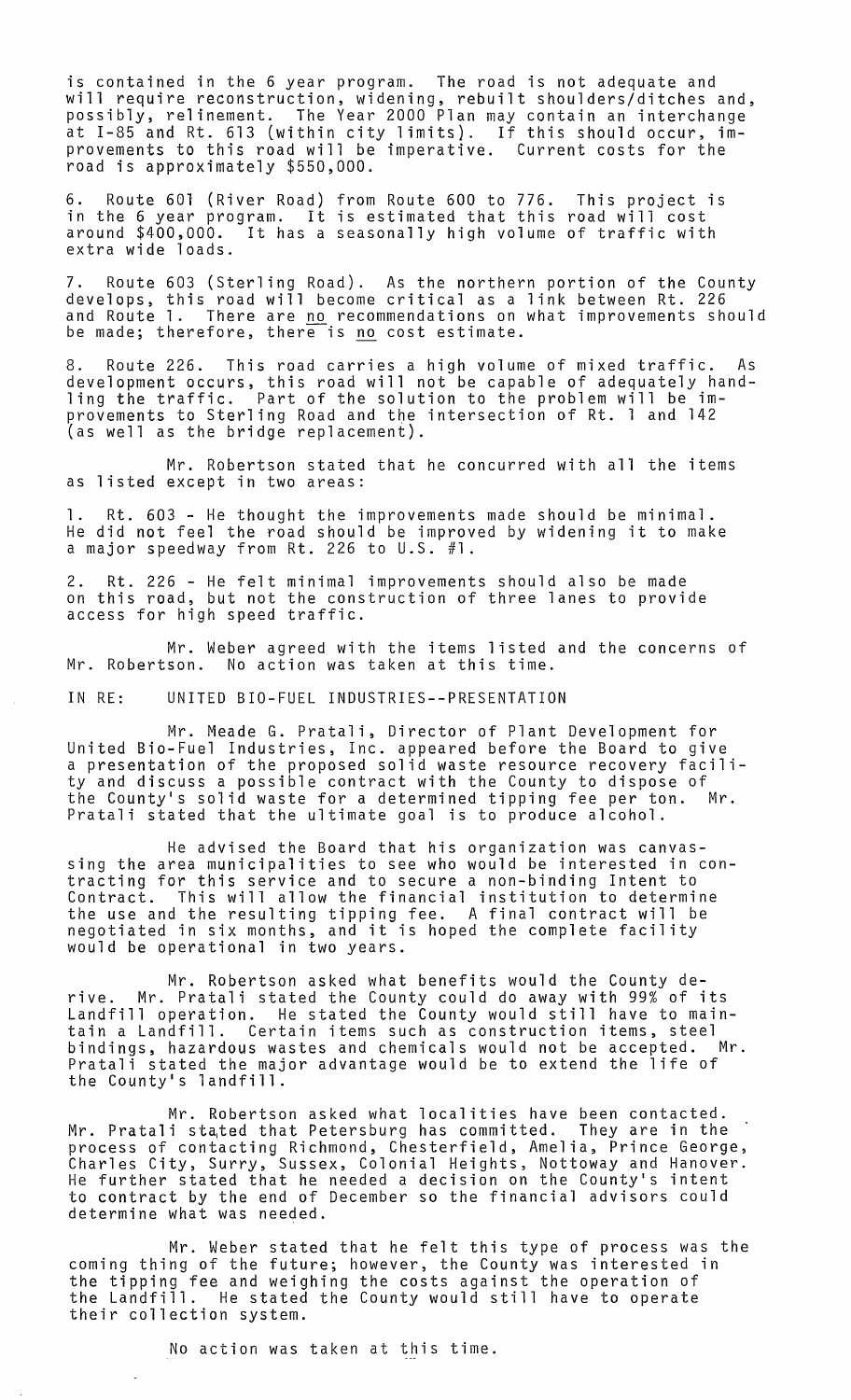is contained in the 6 year program. The road is not adequate and will require reconstruction, widening, rebuilt shoulders/ditches and, possibly, relinement. The Year 2000 Plan may contain an interchange at I-85 and Rt. 613 (within city limits). If this should occur, improvements to this road will be imperative. Current costs for the road is approximately $550,000.

6. Route 601 (River Road) from Route 600 to 776. This project is in the 6 year program. It is estimated that this road will cost around $400,000. It has a seasonally high volume of traffic with extra wide loads.

7. Route 603 (Sterling Road). As the northern portion of the County develops, this road will become critical as a link between Rt. 226 and Route 1. There are <u>no</u> recommendations on what improvements should be made; therefore, there is <u>no</u> cost estimate.

8. Route 226. This road carries a high volume of mixed traffic. As development occurs, this road will not be capable of adequately handling the traffic. Part of the solution to the problem will be improvements to Sterling Road and the intersection of Rt. 1 and 142 (as well as the bridge replacement).

Mr. Robertson stated that he concurred with all the items as listed except in two areas:

1. Rt. 603 - He thought the improvements made should be minimal. He did not feel the road should be improved by widening it to make a major speedway from Rt. 226 to U.S. #1.

2. Rt. 226 - He felt minimal improvements should also be made on this road, but not the construction of three lanes to provide access for high speed traffic.

Mr. Weber agreed with the items listed and the concerns of Mr. Robertson. No action was taken at this time.

IN RE: UNITED BIO-FUEL INDUSTRIES--PRESENTATION

Mr. Meade G. Pratali, Director of Plant Development for United Bio-Fuel Industries, Inc. appeared before the Board to give a presentation of the proposed solid waste resource recovery facility and discuss a possible contract with the County to dispose of the County's solid waste for a determined tipping fee per ton. Mr. Pratali stated that the ultimate goal is to produce alcohol.

He advised the Board that his organization was canvassing the area municipalities to see who would be interested in contracting for this service and to secure a non-binding Intent to Contract. This will allow the financial institution to determine the use and the resulting tipping fee. A final contract will be negotiated in six months, and it is hoped the complete facility would be operational in two years.

Mr. Robertson asked what benefits would the County derive. Mr. Pratali stated the County could do away with 99% of its Landfill operation. He stated the County would still have to maintain a Landfill. Certain items such as construction items, steel bindings, hazardous wastes and chemicals would not be accepted. Mr. Pratali stated the major advantage would be to extend the life of the County's landfill.

Mr. Robertson asked what localities have been contacted. Mr. Pratali stated that Petersburg has committed. They are in the process of contacting Richmond, Chesterfield, Amelia, Prince George, Charles City, Surry, Sussex, Colonial Heights, Nottoway and Hanover. He further stated that he needed a decision on the County's intent to contract by the end of December so the financial advisors could determine what was needed.

Mr. Weber stated that he felt this type of process was the coming thing of the future; however, the County was interested in the tipping fee and weighing the costs against the operation of the Landfill. He stated the County would still have to operate their collection system.

No action was taken at this time.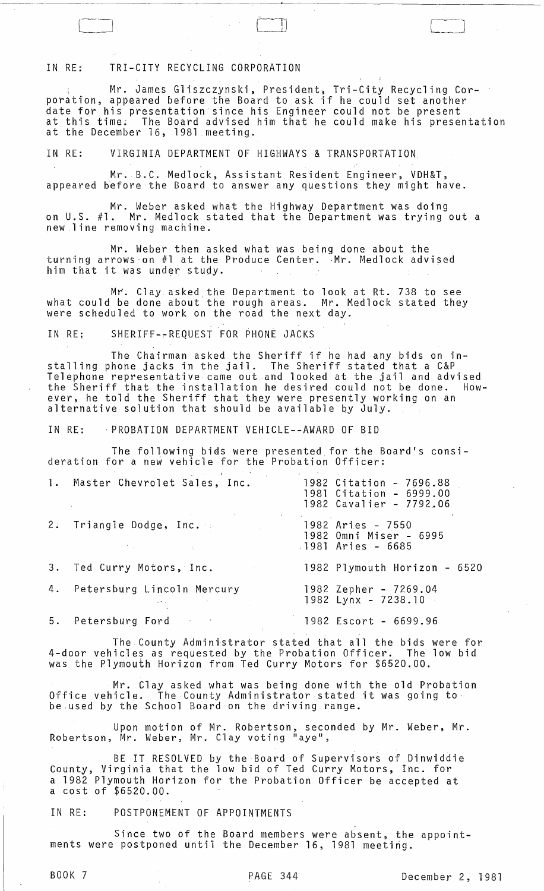IN RE: TRI-CITY RECYCLING CORPORATION

Mr. James Gliszczynski, President, Tri-City Recycling Corporation, appeared before the Board to ask if he could set another date for his presentation since his Engineer could not be present at this time. The Board advised him that he could make his presentation at the December 16, 1981 meeting.

IN RE: VIRGINIA DEPARTMENT OF HIGHWAYS & TRANSPORTATION

Mr. B.C. Medlock, Assistant Resident Engineer, VDH&T, appeared before the Board to answer any questions they might have.

Mr. Weber asked what the Highway Department was doing on U.S. #1. Mr. Medlock stated that the Department was trying out a new line removing machine.

Mr. Weber then asked what was being done about the turning arrows on #1 at the Produce Center. Mr. Medlock advised him that it was under study.

Mr. Clay asked the Department to look at Rt. 738 to see what could be done about the rough areas. Mr. Medlock stated they were scheduled to work on the road the next day.

IN RE: SHERIFF--REQUEST FOR PHONE JACKS

The Chairman asked the Sheriff if he had any bids on installing phone jacks in the jail. The Sheriff stated that a C&P Telephone representative came out and looked at the jail and advised the Sheriff that the installation he desired could not be done. However, he told the Sheriff that they were presently working on an alternative solution that should be available by July.

IN RE: PROBATION DEPARTMENT VEHICLE--AWARD OF BID

The following bids were presented for the Board's consideration for a new vehicle for the Probation Officer:

| | |
|---|---|
| 1. Master Chevrolet Sales, Inc. | 1982 Citation - 7696.88<br>1981 Citation - 6999.00<br>1982 Cavalier - 7792.06 |
| 2. Triangle Dodge, Inc. | 1982 Aries - 7550<br>1982 Omni Miser - 6995<br>1981 Aries - 6685 |
| 3. Ted Curry Motors, Inc. | 1982 Plymouth Horizon - 6520 |
| 4. Petersburg Lincoln Mercury | 1982 Zepher - 7269.04<br>1982 Lynx - 7238.10 |
| 5. Petersburg Ford | 1982 Escort - 6699.96 |

The County Administrator stated that all the bids were for 4-door vehicles as requested by the Probation Officer. The low bid was the Plymouth Horizon from Ted Curry Motors for $6520.00.

Mr. Clay asked what was being done with the old Probation Office vehicle. The County Administrator stated it was going to be used by the School Board on the driving range.

Upon motion of Mr. Robertson, seconded by Mr. Weber, Mr. Robertson, Mr. Weber, Mr. Clay voting "aye",

BE IT RESOLVED by the Board of Supervisors of Dinwiddie County, Virginia that the low bid of Ted Curry Motors, Inc. for a 1982 Plymouth Horizon for the Probation Officer be accepted at a cost of $6520.00.

IN RE: POSTPONEMENT OF APPOINTMENTS

Since two of the Board members were absent, the appointments were postponed until the December 16, 1981 meeting.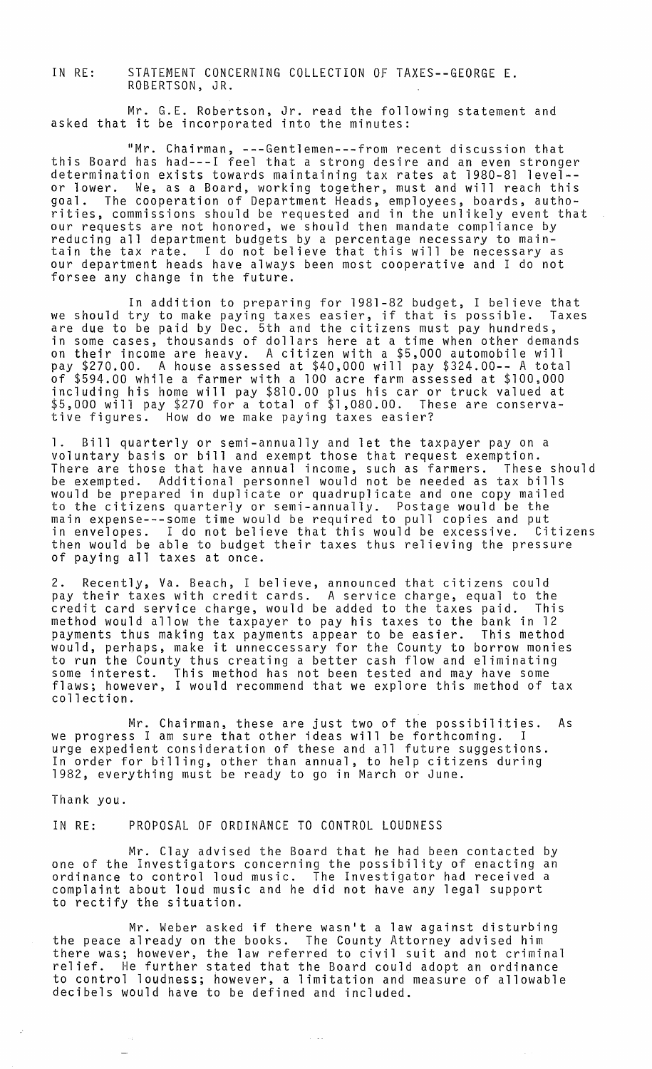IN RE: STATEMENT CONCERNING COLLECTION OF TAXES--GEORGE E. ROBERTSON, JR.

Mr. G.E. Robertson, Jr. read the following statement and asked that it be incorporated into the minutes:

"Mr. Chairman, ---Gentlemen---from recent discussion that this Board has had---I feel that a strong desire and an even stronger determination exists towards maintaining tax rates at 1980-81 level--or lower. We, as a Board, working together, must and will reach this goal. The cooperation of Department Heads, employees, boards, authorities, commissions should be requested and in the unlikely event that our requests are not honored, we should then mandate compliance by reducing all department budgets by a percentage necessary to maintain the tax rate. I do not believe that this will be necessary as our department heads have always been most cooperative and I do not forsee any change in the future.

In addition to preparing for 1981-82 budget, I believe that we should try to make paying taxes easier, if that is possible. Taxes are due to be paid by Dec. 5th and the citizens must pay hundreds, in some cases, thousands of dollars here at a time when other demands on their income are heavy. A citizen with a $5,000 automobile will pay $270.00. A house assessed at $40,000 will pay $324.00-- A total of $594.00 while a farmer with a 100 acre farm assessed at $100,000 including his home will pay $810.00 plus his car or truck valued at $5,000 will pay $270 for a total of $1,080.00. These are conservative figures. How do we make paying taxes easier?

1. Bill quarterly or semi-annually and let the taxpayer pay on a voluntary basis or bill and exempt those that request exemption. There are those that have annual income, such as farmers. These should be exempted. Additional personnel would not be needed as tax bills would be prepared in duplicate or quadruplicate and one copy mailed to the citizens quarterly or semi-annually. Postage would be the main expense---some time would be required to pull copies and put in envelopes. I do not believe that this would be excessive. Citizens then would be able to budget their taxes thus relieving the pressure of paying all taxes at once.

2. Recently, Va. Beach, I believe, announced that citizens could pay their taxes with credit cards. A service charge, equal to the credit card service charge, would be added to the taxes paid. This method would allow the taxpayer to pay his taxes to the bank in 12 payments thus making tax payments appear to be easier. This method would, perhaps, make it unneccessary for the County to borrow monies to run the County thus creating a better cash flow and eliminating some interest. This method has not been tested and may have some flaws; however, I would recommend that we explore this method of tax collection.

Mr. Chairman, these are just two of the possibilities. As we progress I am sure that other ideas will be forthcoming. I urge expedient consideration of these and all future suggestions. In order for billing, other than annual, to help citizens during 1982, everything must be ready to go in March or June.

Thank you.

IN RE: PROPOSAL OF ORDINANCE TO CONTROL LOUDNESS

Mr. Clay advised the Board that he had been contacted by one of the Investigators concerning the possibility of enacting an ordinance to control loud music. The Investigator had received a complaint about loud music and he did not have any legal support to rectify the situation.

Mr. Weber asked if there wasn't a law against disturbing the peace already on the books. The County Attorney advised him there was; however, the law referred to civil suit and not criminal relief. He further stated that the Board could adopt an ordinance to control loudness; however, a limitation and measure of allowable decibels would have to be defined and included.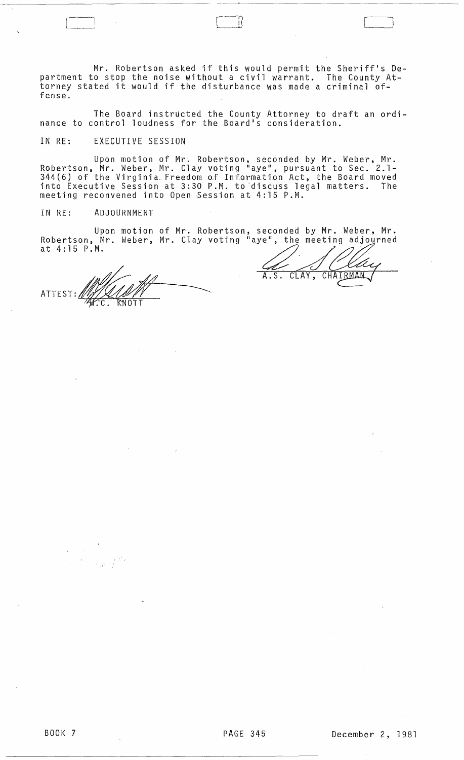Mr. Robertson asked if this would permit the Sheriff's Department to stop the noise without a civil warrant. The County Attorney stated it would if the disturbance was made a criminal offense.

The Board instructed the County Attorney to draft an ordinance to control loudness for the Board's consideration.

IN RE: EXECUTIVE SESSION

Upon motion of Mr. Robertson, seconded by Mr. Weber, Mr. Robertson, Mr. Weber, Mr. Clay voting "aye", pursuant to Sec. 2.1-344(6) of the Virginia Freedom of Information Act, the Board moved into Executive Session at 3:30 P.M. to discuss legal matters. The meeting reconvened into Open Session at 4:15 P.M.

IN RE: ADJOURNMENT

Upon motion of Mr. Robertson, seconded by Mr. Weber, Mr. Robertson, Mr. Weber, Mr. Clay voting "aye", the meeting adjourned at 4:15 P.M.

A.S. CLAY, CHAIRMAN

ATTEST: M.C. KNOTT

BOOK 7 PAGE 345 December 2, 1981